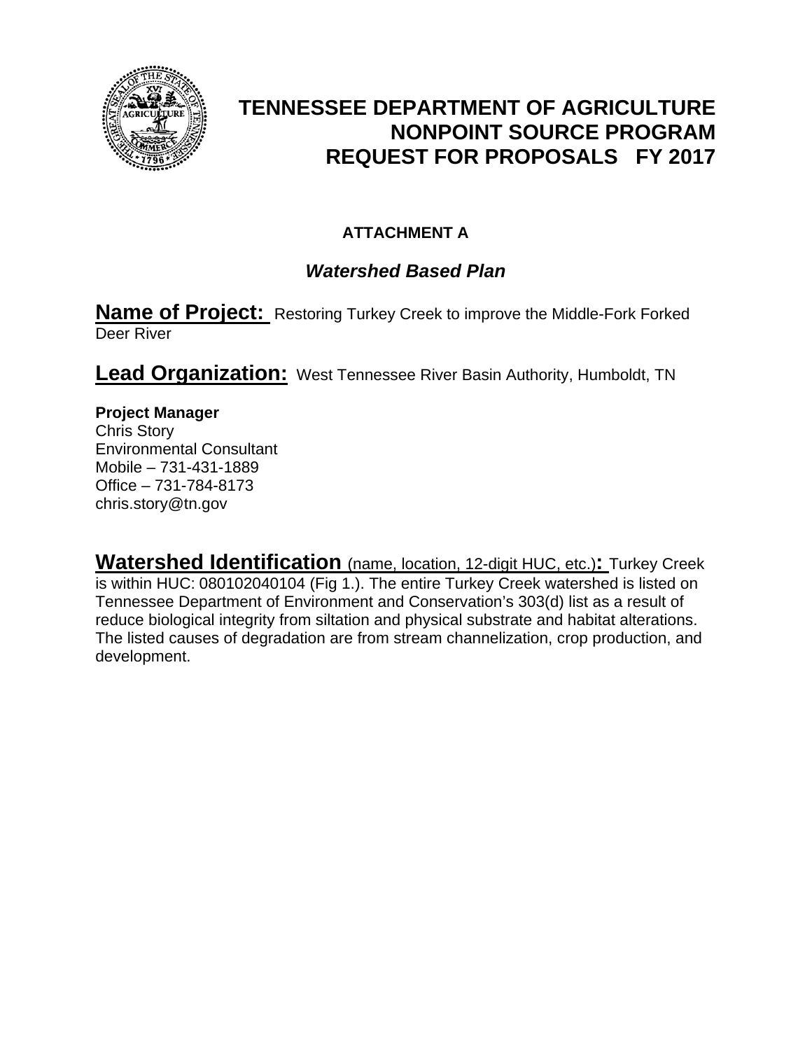# TENNESSEE DEPARTMENT OF AGRICULTURE
# NONPOINT SOURCE PROGRAM
# REQUEST FOR PROPOSALS FY 2017

**ATTACHMENT A**

***Watershed Based Plan***

**Name of Project:** Restoring Turkey Creek to improve the Middle-Fork Forked Deer River

**Lead Organization:** West Tennessee River Basin Authority, Humboldt, TN

**Project Manager**
Chris Story
Environmental Consultant
Mobile – 731-431-1889
Office – 731-784-8173
chris.story@tn.gov

**Watershed Identification** (name, location, 12-digit HUC, etc.)**:** Turkey Creek is within HUC: 080102040104 (Fig 1.). The entire Turkey Creek watershed is listed on Tennessee Department of Environment and Conservation's 303(d) list as a result of reduce biological integrity from siltation and physical substrate and habitat alterations. The listed causes of degradation are from stream channelization, crop production, and development.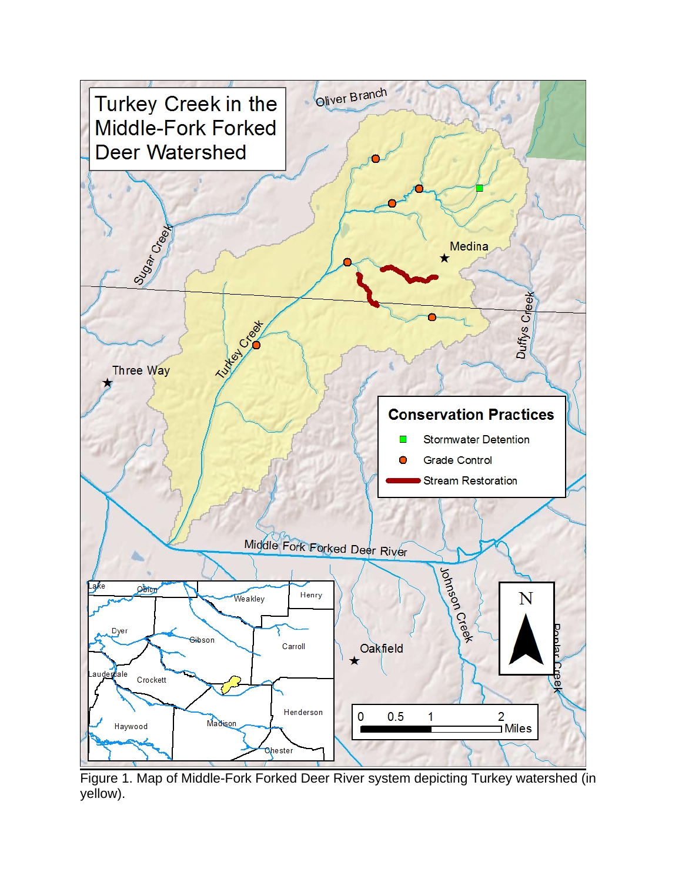Turkey Creek in the Middle-Fork Forked Deer Watershed

Oliver Branch

Sugar Creek

Medina

Duffys Creek

Turkey Creek

Three Way

Conservation Practices

Stormwater Detention

Grade Control

Stream Restoration

Middle Fork Forked Deer River

Johnson Creek

Oakfield

Poplar Creek

N

0 0.5 1 2 Miles

Lake

Obion

Weakley

Henry

Dyer

Gibson

Carroll

Lauderdale

Crockett

Haywood

Madison

Henderson

Chester

Figure 1. Map of Middle-Fork Forked Deer River system depicting Turkey watershed (in yellow).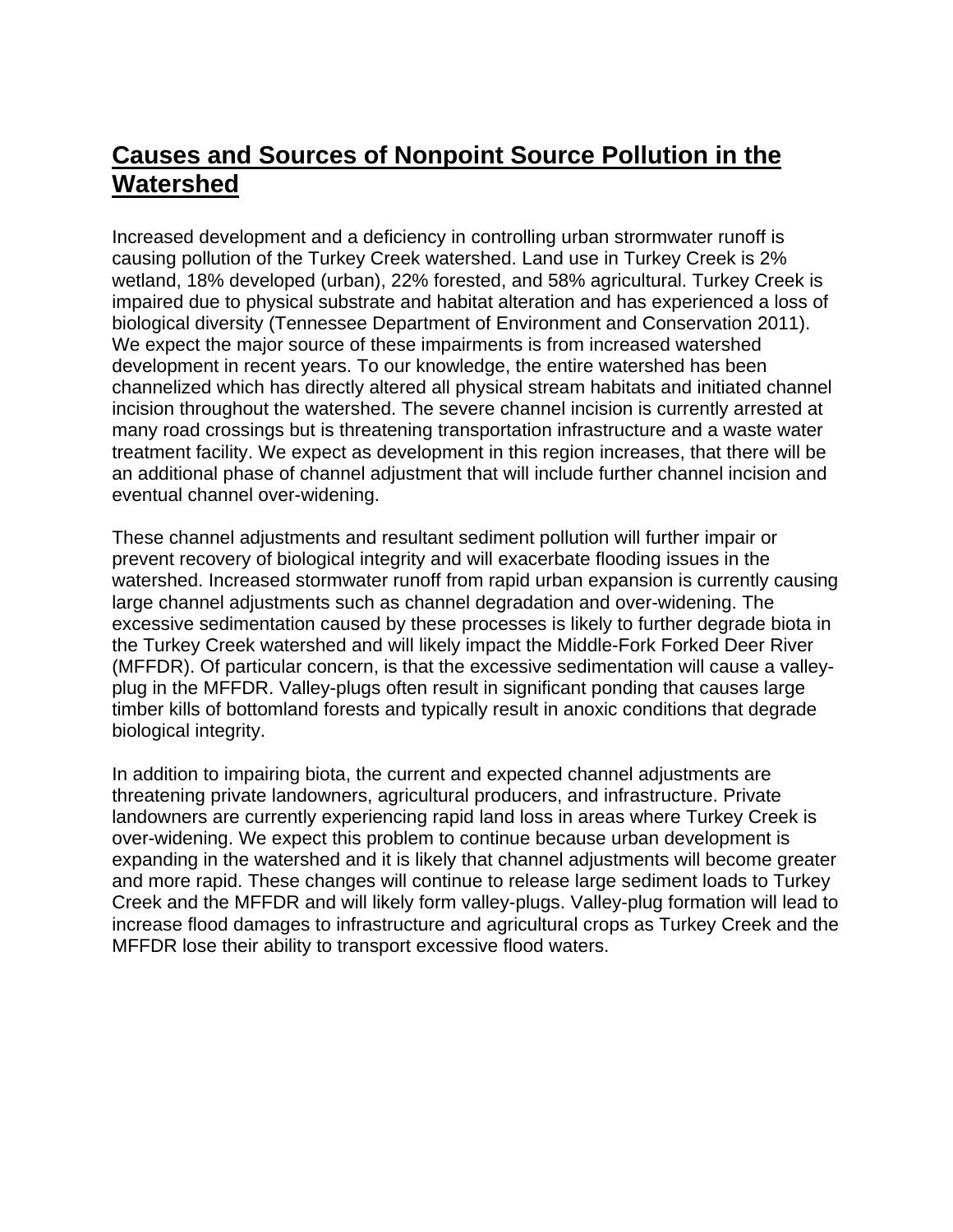## Causes and Sources of Nonpoint Source Pollution in the Watershed

Increased development and a deficiency in controlling urban stormwater runoff is causing pollution of the Turkey Creek watershed. Land use in Turkey Creek is 2% wetland, 18% developed (urban), 22% forested, and 58% agricultural. Turkey Creek is impaired due to physical substrate and habitat alteration and has experienced a loss of biological diversity (Tennessee Department of Environment and Conservation 2011). We expect the major source of these impairments is from increased watershed development in recent years. To our knowledge, the entire watershed has been channelized which has directly altered all physical stream habitats and initiated channel incision throughout the watershed. The severe channel incision is currently arrested at many road crossings but is threatening transportation infrastructure and a waste water treatment facility. We expect as development in this region increases, that there will be an additional phase of channel adjustment that will include further channel incision and eventual channel over-widening.

These channel adjustments and resultant sediment pollution will further impair or prevent recovery of biological integrity and will exacerbate flooding issues in the watershed. Increased stormwater runoff from rapid urban expansion is currently causing large channel adjustments such as channel degradation and over-widening. The excessive sedimentation caused by these processes is likely to further degrade biota in the Turkey Creek watershed and will likely impact the Middle-Fork Forked Deer River (MFFDR). Of particular concern, is that the excessive sedimentation will cause a valley-plug in the MFFDR. Valley-plugs often result in significant ponding that causes large timber kills of bottomland forests and typically result in anoxic conditions that degrade biological integrity.

In addition to impairing biota, the current and expected channel adjustments are threatening private landowners, agricultural producers, and infrastructure. Private landowners are currently experiencing rapid land loss in areas where Turkey Creek is over-widening. We expect this problem to continue because urban development is expanding in the watershed and it is likely that channel adjustments will become greater and more rapid. These changes will continue to release large sediment loads to Turkey Creek and the MFFDR and will likely form valley-plugs. Valley-plug formation will lead to increase flood damages to infrastructure and agricultural crops as Turkey Creek and the MFFDR lose their ability to transport excessive flood waters.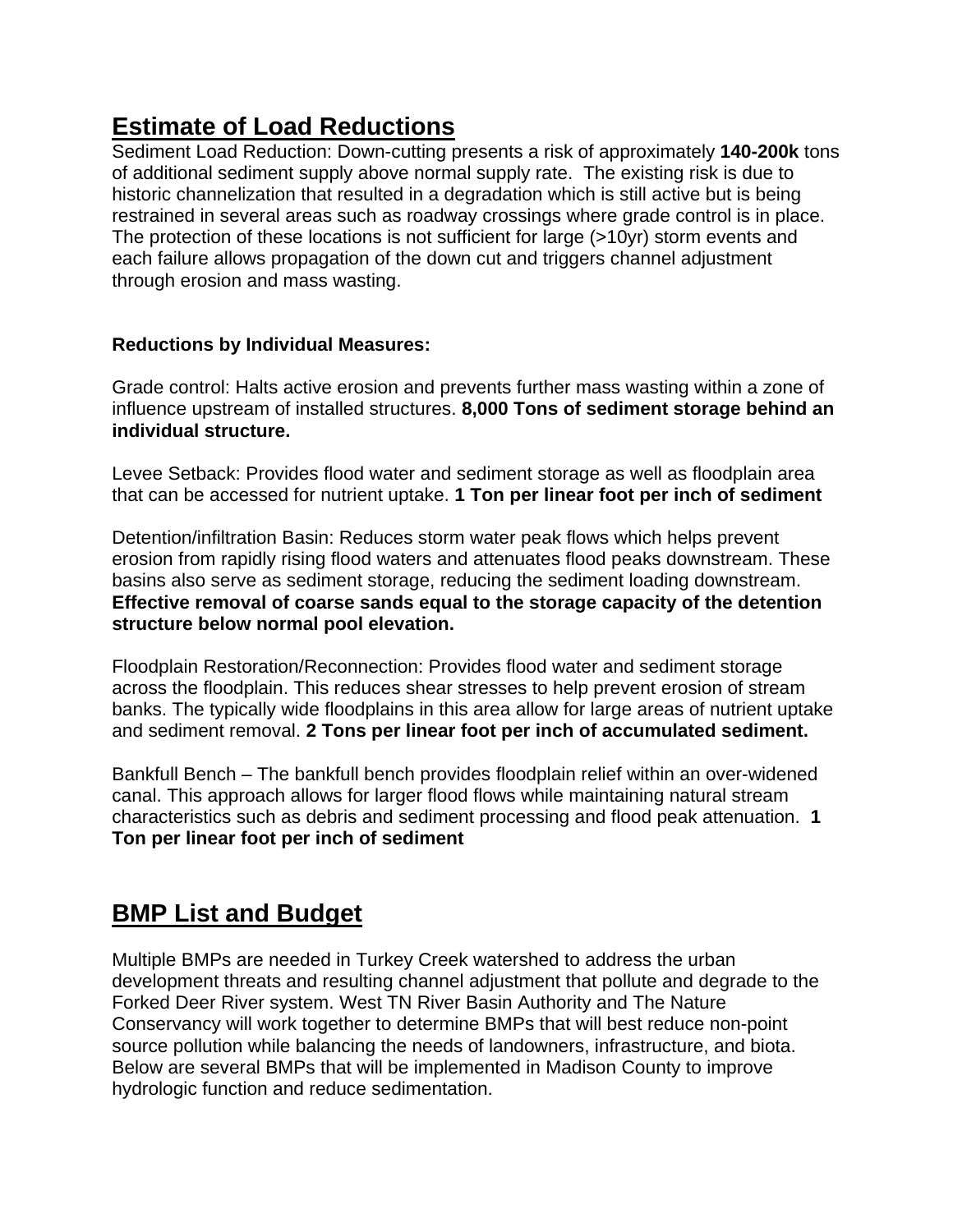## Estimate of Load Reductions

Sediment Load Reduction: Down-cutting presents a risk of approximately **140-200k** tons of additional sediment supply above normal supply rate. The existing risk is due to historic channelization that resulted in a degradation which is still active but is being restrained in several areas such as roadway crossings where grade control is in place. The protection of these locations is not sufficient for large (>10yr) storm events and each failure allows propagation of the down cut and triggers channel adjustment through erosion and mass wasting.

**Reductions by Individual Measures:**

Grade control: Halts active erosion and prevents further mass wasting within a zone of influence upstream of installed structures. **8,000 Tons of sediment storage behind an individual structure.**

Levee Setback: Provides flood water and sediment storage as well as floodplain area that can be accessed for nutrient uptake. **1 Ton per linear foot per inch of sediment**

Detention/infiltration Basin: Reduces storm water peak flows which helps prevent erosion from rapidly rising flood waters and attenuates flood peaks downstream. These basins also serve as sediment storage, reducing the sediment loading downstream. **Effective removal of coarse sands equal to the storage capacity of the detention structure below normal pool elevation.**

Floodplain Restoration/Reconnection: Provides flood water and sediment storage across the floodplain. This reduces shear stresses to help prevent erosion of stream banks. The typically wide floodplains in this area allow for large areas of nutrient uptake and sediment removal. **2 Tons per linear foot per inch of accumulated sediment.**

Bankfull Bench – The bankfull bench provides floodplain relief within an over-widened canal. This approach allows for larger flood flows while maintaining natural stream characteristics such as debris and sediment processing and flood peak attenuation. **1 Ton per linear foot per inch of sediment**

## BMP List and Budget

Multiple BMPs are needed in Turkey Creek watershed to address the urban development threats and resulting channel adjustment that pollute and degrade to the Forked Deer River system. West TN River Basin Authority and The Nature Conservancy will work together to determine BMPs that will best reduce non-point source pollution while balancing the needs of landowners, infrastructure, and biota. Below are several BMPs that will be implemented in Madison County to improve hydrologic function and reduce sedimentation.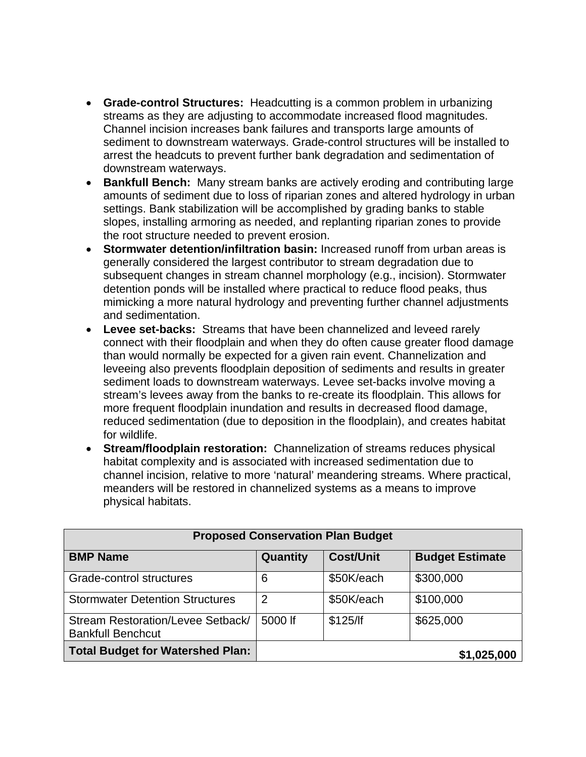- **Grade-control Structures:** Headcutting is a common problem in urbanizing streams as they are adjusting to accommodate increased flood magnitudes. Channel incision increases bank failures and transports large amounts of sediment to downstream waterways. Grade-control structures will be installed to arrest the headcuts to prevent further bank degradation and sedimentation of downstream waterways.
- **Bankfull Bench:** Many stream banks are actively eroding and contributing large amounts of sediment due to loss of riparian zones and altered hydrology in urban settings. Bank stabilization will be accomplished by grading banks to stable slopes, installing armoring as needed, and replanting riparian zones to provide the root structure needed to prevent erosion.
- **Stormwater detention/infiltration basin:** Increased runoff from urban areas is generally considered the largest contributor to stream degradation due to subsequent changes in stream channel morphology (e.g., incision). Stormwater detention ponds will be installed where practical to reduce flood peaks, thus mimicking a more natural hydrology and preventing further channel adjustments and sedimentation.
- **Levee set-backs:** Streams that have been channelized and leveed rarely connect with their floodplain and when they do often cause greater flood damage than would normally be expected for a given rain event. Channelization and leveeing also prevents floodplain deposition of sediments and results in greater sediment loads to downstream waterways. Levee set-backs involve moving a stream's levees away from the banks to re-create its floodplain. This allows for more frequent floodplain inundation and results in decreased flood damage, reduced sedimentation (due to deposition in the floodplain), and creates habitat for wildlife.
- **Stream/floodplain restoration:** Channelization of streams reduces physical habitat complexity and is associated with increased sedimentation due to channel incision, relative to more 'natural' meandering streams. Where practical, meanders will be restored in channelized systems as a means to improve physical habitats.

| **Proposed Conservation Plan Budget** | | | |
|---|---|---|---|
| **BMP Name** | **Quantity** | **Cost/Unit** | **Budget Estimate** |
| Grade-control structures | 6 | $50K/each | $300,000 |
| Stormwater Detention Structures | 2 | $50K/each | $100,000 |
| Stream Restoration/Levee Setback/ Bankfull Benchcut | 5000 lf | $125/lf | $625,000 |
| **Total Budget for Watershed Plan:** | | | **$1,025,000** |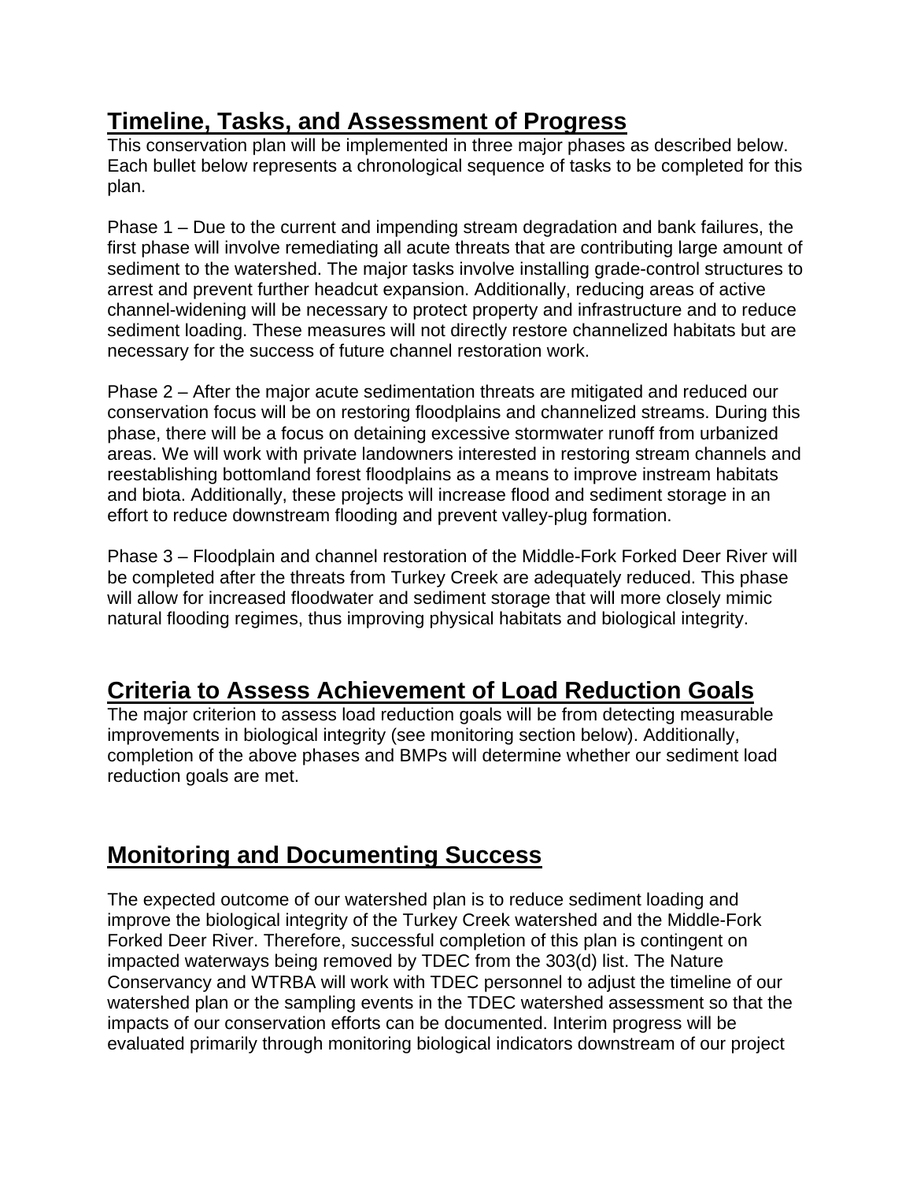## Timeline, Tasks, and Assessment of Progress

This conservation plan will be implemented in three major phases as described below. Each bullet below represents a chronological sequence of tasks to be completed for this plan.

Phase 1 – Due to the current and impending stream degradation and bank failures, the first phase will involve remediating all acute threats that are contributing large amount of sediment to the watershed. The major tasks involve installing grade-control structures to arrest and prevent further headcut expansion. Additionally, reducing areas of active channel-widening will be necessary to protect property and infrastructure and to reduce sediment loading. These measures will not directly restore channelized habitats but are necessary for the success of future channel restoration work.

Phase 2 – After the major acute sedimentation threats are mitigated and reduced our conservation focus will be on restoring floodplains and channelized streams. During this phase, there will be a focus on detaining excessive stormwater runoff from urbanized areas. We will work with private landowners interested in restoring stream channels and reestablishing bottomland forest floodplains as a means to improve instream habitats and biota. Additionally, these projects will increase flood and sediment storage in an effort to reduce downstream flooding and prevent valley-plug formation.

Phase 3 – Floodplain and channel restoration of the Middle-Fork Forked Deer River will be completed after the threats from Turkey Creek are adequately reduced. This phase will allow for increased floodwater and sediment storage that will more closely mimic natural flooding regimes, thus improving physical habitats and biological integrity.

## Criteria to Assess Achievement of Load Reduction Goals

The major criterion to assess load reduction goals will be from detecting measurable improvements in biological integrity (see monitoring section below). Additionally, completion of the above phases and BMPs will determine whether our sediment load reduction goals are met.

## Monitoring and Documenting Success

The expected outcome of our watershed plan is to reduce sediment loading and improve the biological integrity of the Turkey Creek watershed and the Middle-Fork Forked Deer River. Therefore, successful completion of this plan is contingent on impacted waterways being removed by TDEC from the 303(d) list. The Nature Conservancy and WTRBA will work with TDEC personnel to adjust the timeline of our watershed plan or the sampling events in the TDEC watershed assessment so that the impacts of our conservation efforts can be documented. Interim progress will be evaluated primarily through monitoring biological indicators downstream of our project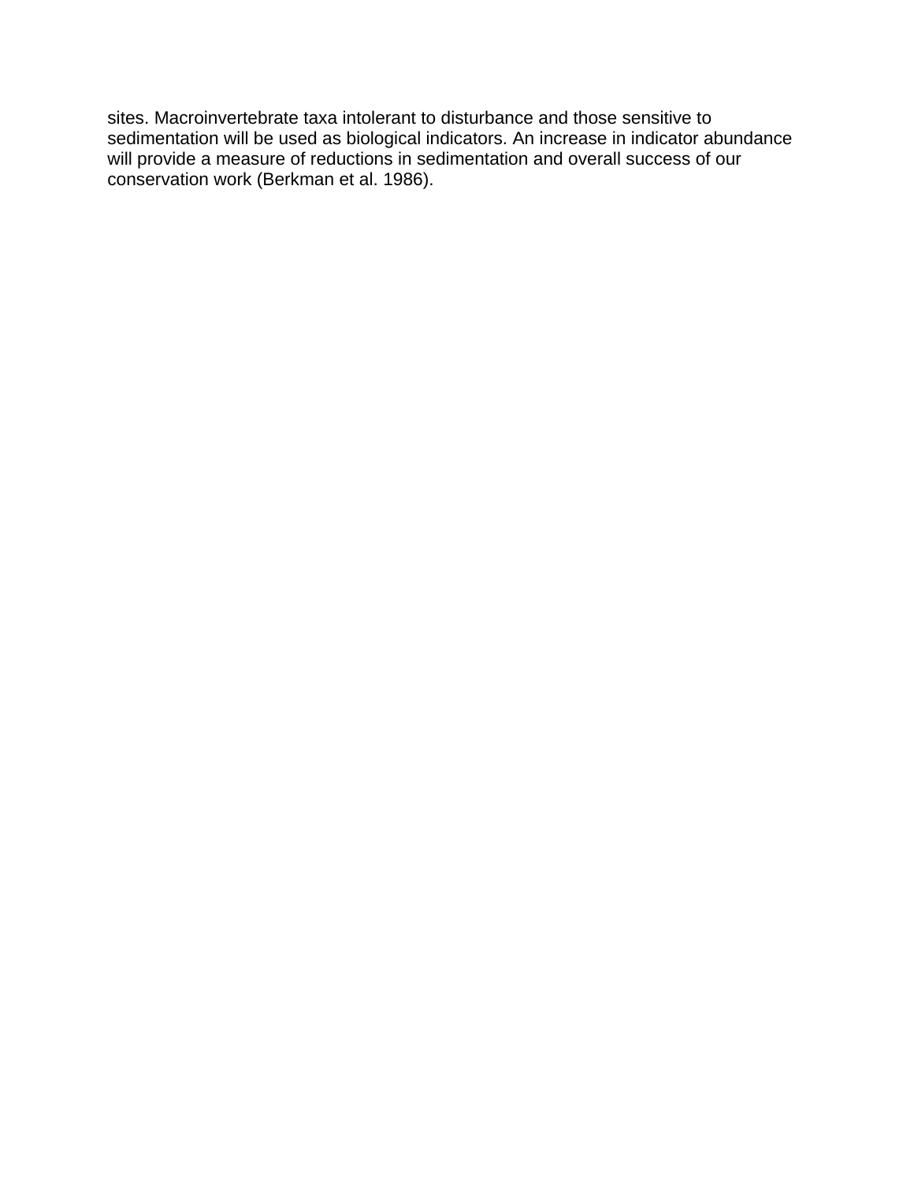sites. Macroinvertebrate taxa intolerant to disturbance and those sensitive to sedimentation will be used as biological indicators. An increase in indicator abundance will provide a measure of reductions in sedimentation and overall success of our conservation work (Berkman et al. 1986).